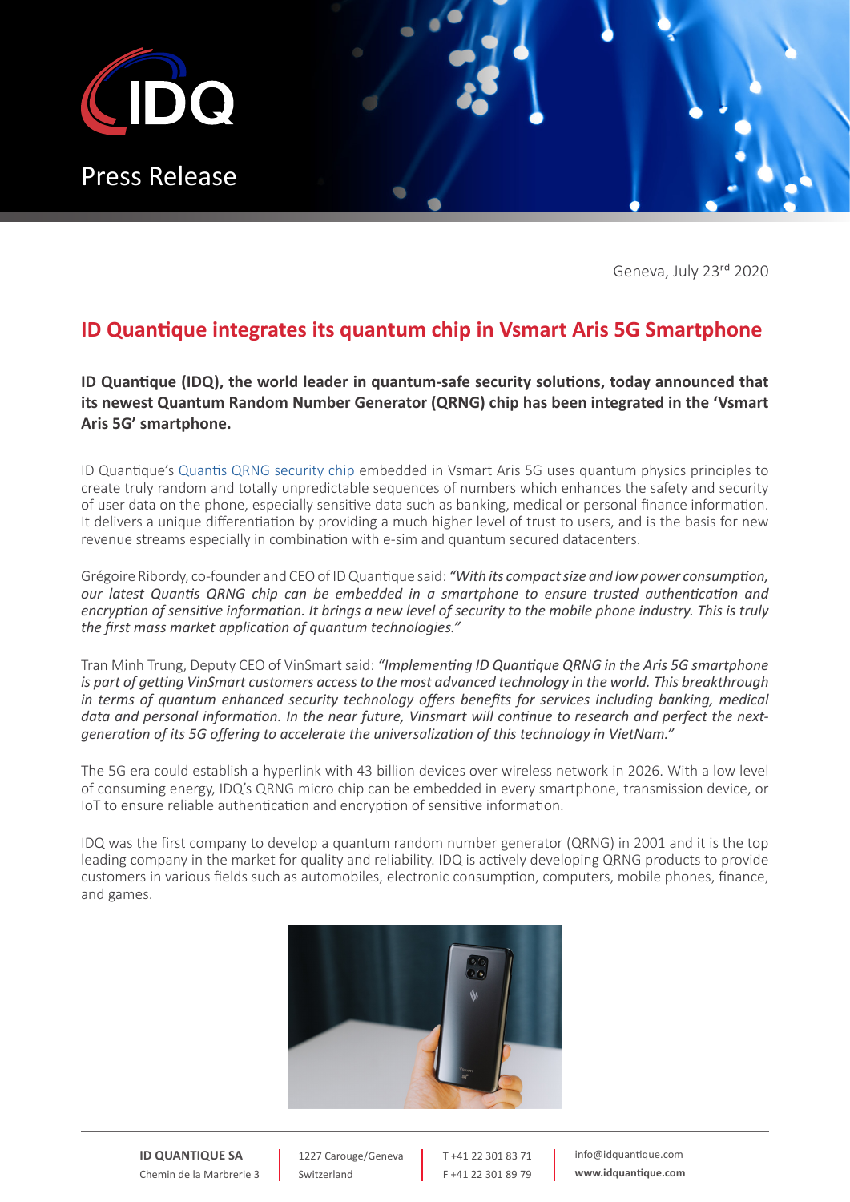Press Release

Geneva, July 23rd 2020

# ID Quantique integrates its quantum chip in Vsmart Aris 5G Smartphone

**ID Quantique (IDQ), the world leader in quantum-safe security solutions, today announced that its newest Quantum Random Number Generator (QRNG) chip has been integrated in the 'Vsmart Aris 5G' smartphone.**

ID Quantique's Quantis QRNG security chip embedded in Vsmart Aris 5G uses quantum physics principles to create truly random and totally unpredictable sequences of numbers which enhances the safety and security of user data on the phone, especially sensitive data such as banking, medical or personal finance information. It delivers a unique differentiation by providing a much higher level of trust to users, and is the basis for new revenue streams especially in combination with e-sim and quantum secured datacenters.

Grégoire Ribordy, co-founder and CEO of ID Quantique said: *"With its compact size and low power consumption, our latest Quantis QRNG chip can be embedded in a smartphone to ensure trusted authentication and encryption of sensitive information. It brings a new level of security to the mobile phone industry. This is truly the first mass market application of quantum technologies."*

Tran Minh Trung, Deputy CEO of VinSmart said: *"Implementing ID Quantique QRNG in the Aris 5G smartphone is part of getting VinSmart customers access to the most advanced technology in the world. This breakthrough in terms of quantum enhanced security technology offers benefits for services including banking, medical data and personal information. In the near future, Vinsmart will continue to research and perfect the next-generation of its 5G offering to accelerate the universalization of this technology in VietNam."*

The 5G era could establish a hyperlink with 43 billion devices over wireless network in 2026. With a low level of consuming energy, IDQ's QRNG micro chip can be embedded in every smartphone, transmission device, or IoT to ensure reliable authentication and encryption of sensitive information.

IDQ was the first company to develop a quantum random number generator (QRNG) in 2001 and it is the top leading company in the market for quality and reliability. IDQ is actively developing QRNG products to provide customers in various fields such as automobiles, electronic consumption, computers, mobile phones, finance, and games.

**ID QUANTIQUE SA**
Chemin de la Marbrerie 3
1227 Carouge/Geneva
Switzerland
T +41 22 301 83 71
F +41 22 301 89 79
info@idquantique.com
**www.idquantique.com**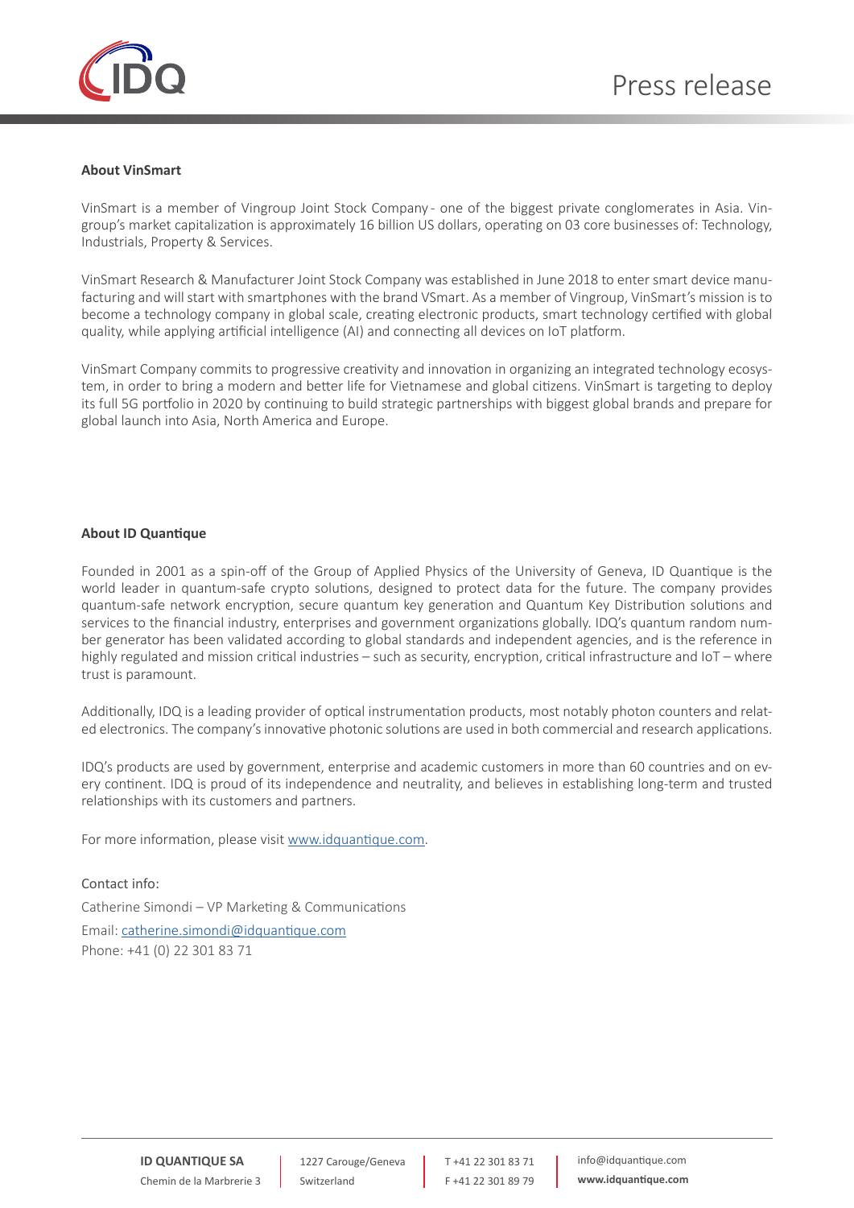**About VinSmart**

VinSmart is a member of Vingroup Joint Stock Company - one of the biggest private conglomerates in Asia. Vingroup's market capitalization is approximately 16 billion US dollars, operating on 03 core businesses of: Technology, Industrials, Property & Services.

VinSmart Research & Manufacturer Joint Stock Company was established in June 2018 to enter smart device manufacturing and will start with smartphones with the brand VSmart. As a member of Vingroup, VinSmart's mission is to become a technology company in global scale, creating electronic products, smart technology certified with global quality, while applying artificial intelligence (AI) and connecting all devices on IoT platform.

VinSmart Company commits to progressive creativity and innovation in organizing an integrated technology ecosystem, in order to bring a modern and better life for Vietnamese and global citizens. VinSmart is targeting to deploy its full 5G portfolio in 2020 by continuing to build strategic partnerships with biggest global brands and prepare for global launch into Asia, North America and Europe.

**About ID Quantique**

Founded in 2001 as a spin-off of the Group of Applied Physics of the University of Geneva, ID Quantique is the world leader in quantum-safe crypto solutions, designed to protect data for the future. The company provides quantum-safe network encryption, secure quantum key generation and Quantum Key Distribution solutions and services to the financial industry, enterprises and government organizations globally. IDQ's quantum random number generator has been validated according to global standards and independent agencies, and is the reference in highly regulated and mission critical industries – such as security, encryption, critical infrastructure and IoT – where trust is paramount.

Additionally, IDQ is a leading provider of optical instrumentation products, most notably photon counters and related electronics. The company's innovative photonic solutions are used in both commercial and research applications.

IDQ's products are used by government, enterprise and academic customers in more than 60 countries and on every continent. IDQ is proud of its independence and neutrality, and believes in establishing long-term and trusted relationships with its customers and partners.

For more information, please visit www.idquantique.com.

Contact info:
Catherine Simondi – VP Marketing & Communications
Email: catherine.simondi@idquantique.com
Phone: +41 (0) 22 301 83 71